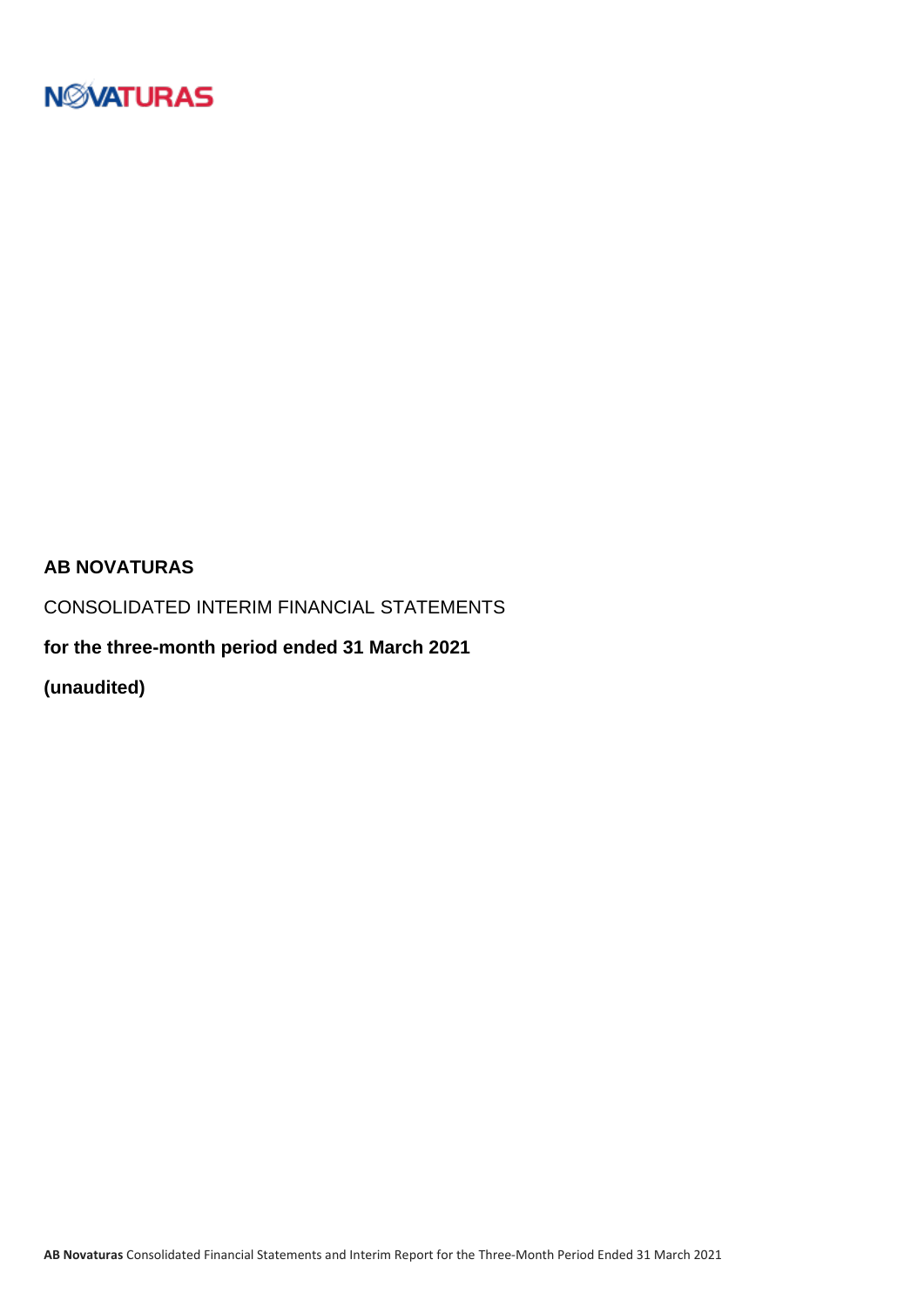NOVATURAS

**AB NOVATURAS**

CONSOLIDATED INTERIM FINANCIAL STATEMENTS

**for the three-month period ended 31 March 2021**

**(unaudited)**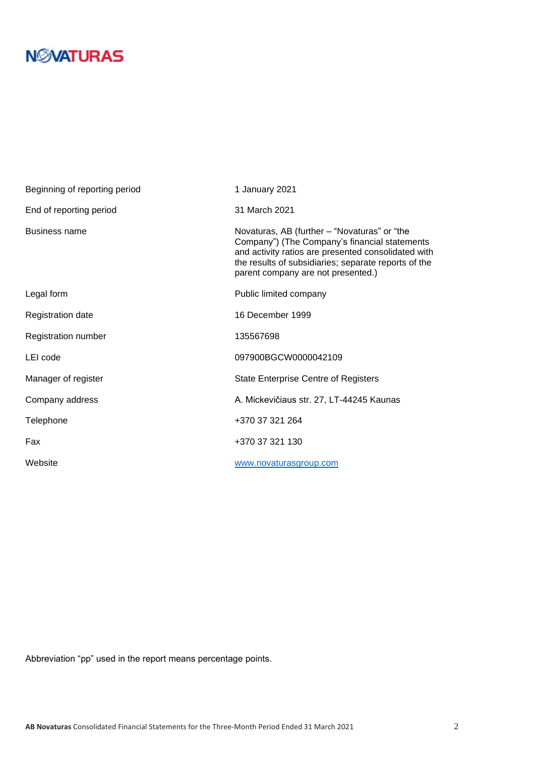NOVATURAS

| | |
|---|---|
| Beginning of reporting period | 1 January 2021 |
| End of reporting period | 31 March 2021 |
| Business name | Novaturas, AB (further – "Novaturas" or "the Company") (The Company's financial statements and activity ratios are presented consolidated with the results of subsidiaries; separate reports of the parent company are not presented.) |
| Legal form | Public limited company |
| Registration date | 16 December 1999 |
| Registration number | 135567698 |
| LEI code | 097900BGCW0000042109 |
| Manager of register | State Enterprise Centre of Registers |
| Company address | A. Mickevičiaus str. 27, LT-44245 Kaunas |
| Telephone | +370 37 321 264 |
| Fax | +370 37 321 130 |
| Website | www.novaturasgroup.com |

Abbreviation "pp" used in the report means percentage points.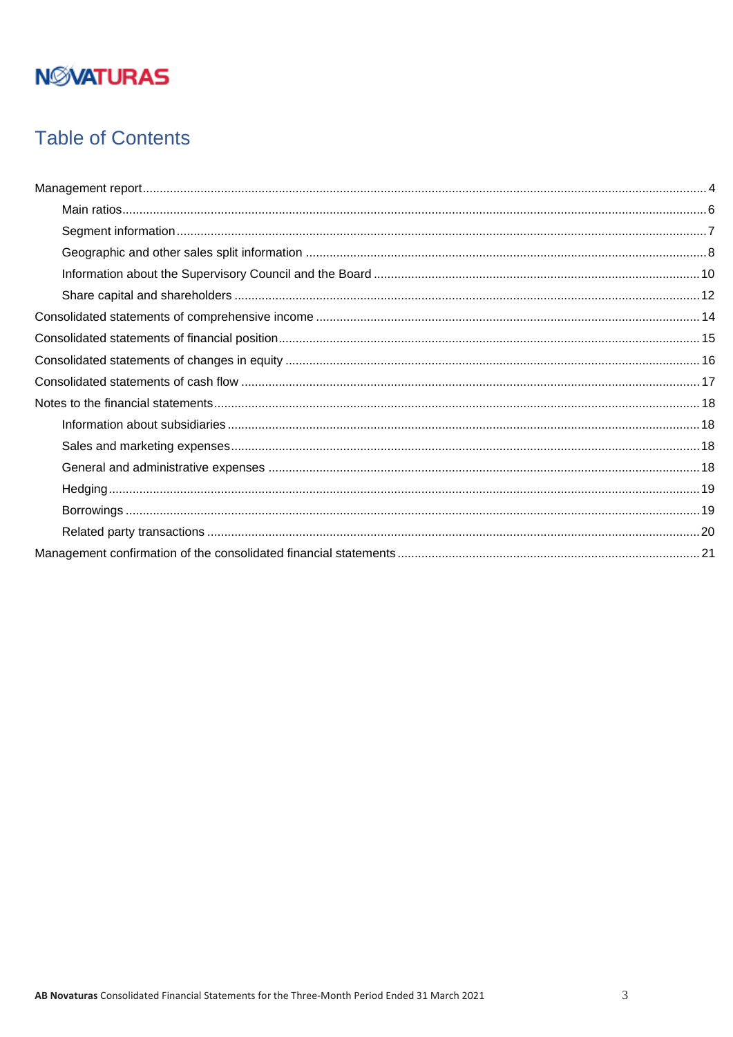NOVATURAS

# Table of Contents

- Management report ... 4
  - Main ratios ... 6
  - Segment information ... 7
  - Geographic and other sales split information ... 8
  - Information about the Supervisory Council and the Board ... 10
  - Share capital and shareholders ... 12
- Consolidated statements of comprehensive income ... 14
- Consolidated statements of financial position ... 15
- Consolidated statements of changes in equity ... 16
- Consolidated statements of cash flow ... 17
- Notes to the financial statements ... 18
  - Information about subsidiaries ... 18
  - Sales and marketing expenses ... 18
  - General and administrative expenses ... 18
  - Hedging ... 19
  - Borrowings ... 19
  - Related party transactions ... 20
- Management confirmation of the consolidated financial statements ... 21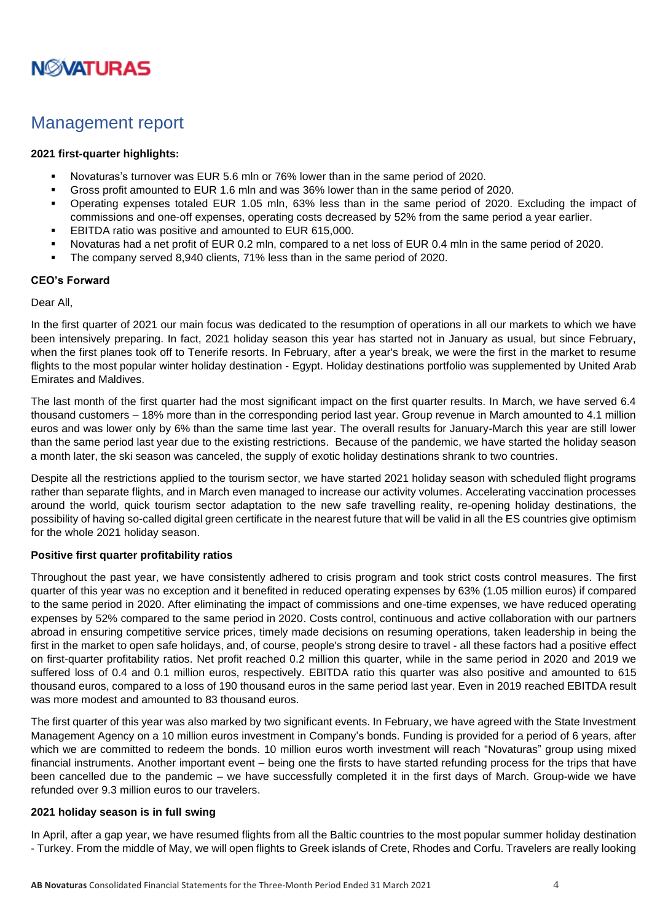# Management report

**2021 first-quarter highlights:**

- Novaturas's turnover was EUR 5.6 mln or 76% lower than in the same period of 2020.
- Gross profit amounted to EUR 1.6 mln and was 36% lower than in the same period of 2020.
- Operating expenses totaled EUR 1.05 mln, 63% less than in the same period of 2020. Excluding the impact of commissions and one-off expenses, operating costs decreased by 52% from the same period a year earlier.
- EBITDA ratio was positive and amounted to EUR 615,000.
- Novaturas had a net profit of EUR 0.2 mln, compared to a net loss of EUR 0.4 mln in the same period of 2020.
- The company served 8,940 clients, 71% less than in the same period of 2020.

**CEO's Forward**

Dear All,

In the first quarter of 2021 our main focus was dedicated to the resumption of operations in all our markets to which we have been intensively preparing. In fact, 2021 holiday season this year has started not in January as usual, but since February, when the first planes took off to Tenerife resorts. In February, after a year's break, we were the first in the market to resume flights to the most popular winter holiday destination - Egypt. Holiday destinations portfolio was supplemented by United Arab Emirates and Maldives.

The last month of the first quarter had the most significant impact on the first quarter results. In March, we have served 6.4 thousand customers – 18% more than in the corresponding period last year. Group revenue in March amounted to 4.1 million euros and was lower only by 6% than the same time last year. The overall results for January-March this year are still lower than the same period last year due to the existing restrictions. Because of the pandemic, we have started the holiday season a month later, the ski season was canceled, the supply of exotic holiday destinations shrank to two countries.

Despite all the restrictions applied to the tourism sector, we have started 2021 holiday season with scheduled flight programs rather than separate flights, and in March even managed to increase our activity volumes. Accelerating vaccination processes around the world, quick tourism sector adaptation to the new safe travelling reality, re-opening holiday destinations, the possibility of having so-called digital green certificate in the nearest future that will be valid in all the ES countries give optimism for the whole 2021 holiday season.

**Positive first quarter profitability ratios**

Throughout the past year, we have consistently adhered to crisis program and took strict costs control measures. The first quarter of this year was no exception and it benefited in reduced operating expenses by 63% (1.05 million euros) if compared to the same period in 2020. After eliminating the impact of commissions and one-time expenses, we have reduced operating expenses by 52% compared to the same period in 2020. Costs control, continuous and active collaboration with our partners abroad in ensuring competitive service prices, timely made decisions on resuming operations, taken leadership in being the first in the market to open safe holidays, and, of course, people's strong desire to travel - all these factors had a positive effect on first-quarter profitability ratios. Net profit reached 0.2 million this quarter, while in the same period in 2020 and 2019 we suffered loss of 0.4 and 0.1 million euros, respectively. EBITDA ratio this quarter was also positive and amounted to 615 thousand euros, compared to a loss of 190 thousand euros in the same period last year. Even in 2019 reached EBITDA result was more modest and amounted to 83 thousand euros.

The first quarter of this year was also marked by two significant events. In February, we have agreed with the State Investment Management Agency on a 10 million euros investment in Company's bonds. Funding is provided for a period of 6 years, after which we are committed to redeem the bonds. 10 million euros worth investment will reach "Novaturas" group using mixed financial instruments. Another important event – being one the firsts to have started refunding process for the trips that have been cancelled due to the pandemic – we have successfully completed it in the first days of March. Group-wide we have refunded over 9.3 million euros to our travelers.

**2021 holiday season is in full swing**

In April, after a gap year, we have resumed flights from all the Baltic countries to the most popular summer holiday destination - Turkey. From the middle of May, we will open flights to Greek islands of Crete, Rhodes and Corfu. Travelers are really looking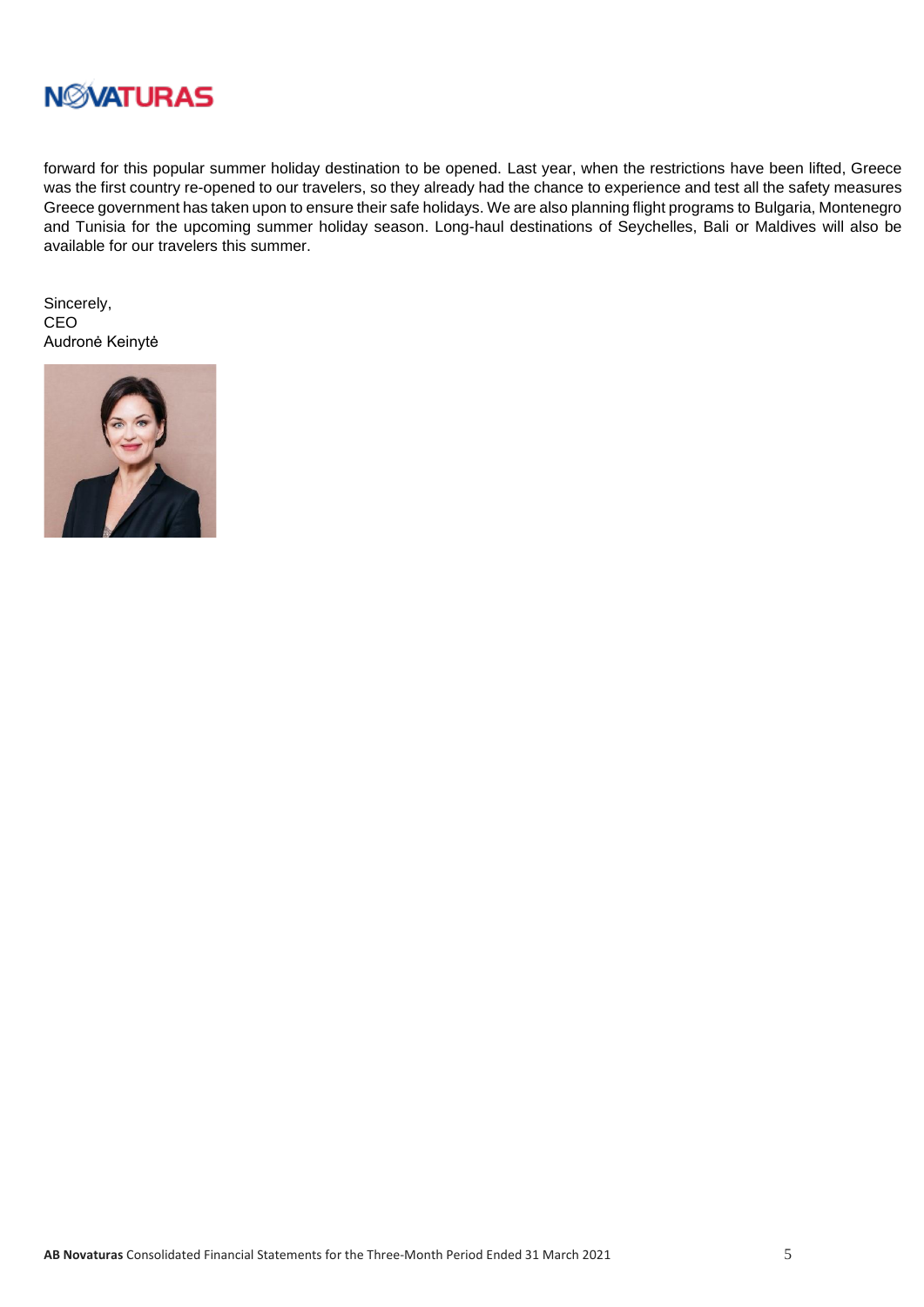forward for this popular summer holiday destination to be opened. Last year, when the restrictions have been lifted, Greece was the first country re-opened to our travelers, so they already had the chance to experience and test all the safety measures Greece government has taken upon to ensure their safe holidays. We are also planning flight programs to Bulgaria, Montenegro and Tunisia for the upcoming summer holiday season. Long-haul destinations of Seychelles, Bali or Maldives will also be available for our travelers this summer.

Sincerely,
CEO
Audronė Keinytė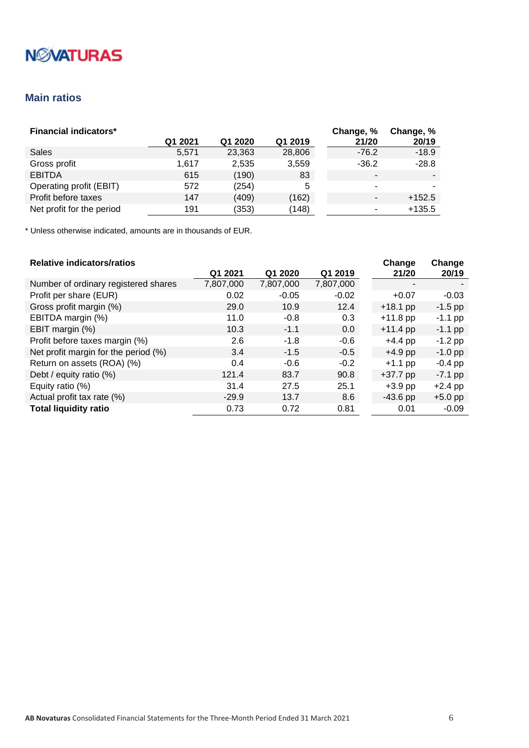## Main ratios

| Financial indicators* | Q1 2021 | Q1 2020 | Q1 2019 | Change, % 21/20 | Change, % 20/19 |
|---|---|---|---|---|---|
| Sales | 5,571 | 23,363 | 28,806 | -76.2 | -18.9 |
| Gross profit | 1,617 | 2,535 | 3,559 | -36.2 | -28.8 |
| EBITDA | 615 | (190) | 83 | - | - |
| Operating profit (EBIT) | 572 | (254) | 5 | - | - |
| Profit before taxes | 147 | (409) | (162) | - | +152.5 |
| Net profit for the period | 191 | (353) | (148) | - | +135.5 |

* Unless otherwise indicated, amounts are in thousands of EUR.

| Relative indicators/ratios | Q1 2021 | Q1 2020 | Q1 2019 | Change 21/20 | Change 20/19 |
|---|---|---|---|---|---|
| Number of ordinary registered shares | 7,807,000 | 7,807,000 | 7,807,000 | - | - |
| Profit per share (EUR) | 0.02 | -0.05 | -0.02 | +0.07 | -0.03 |
| Gross profit margin (%) | 29.0 | 10.9 | 12.4 | +18.1 pp | -1.5 pp |
| EBITDA margin (%) | 11.0 | -0.8 | 0.3 | +11.8 pp | -1.1 pp |
| EBIT margin (%) | 10.3 | -1.1 | 0.0 | +11.4 pp | -1.1 pp |
| Profit before taxes margin (%) | 2.6 | -1.8 | -0.6 | +4.4 pp | -1.2 pp |
| Net profit margin for the period (%) | 3.4 | -1.5 | -0.5 | +4.9 pp | -1.0 pp |
| Return on assets (ROA) (%) | 0.4 | -0.6 | -0.2 | +1.1 pp | -0.4 pp |
| Debt / equity ratio (%) | 121.4 | 83.7 | 90.8 | +37.7 pp | -7.1 pp |
| Equity ratio (%) | 31.4 | 27.5 | 25.1 | +3.9 pp | +2.4 pp |
| Actual profit tax rate (%) | -29.9 | 13.7 | 8.6 | -43.6 pp | +5.0 pp |
| **Total liquidity ratio** | 0.73 | 0.72 | 0.81 | 0.01 | -0.09 |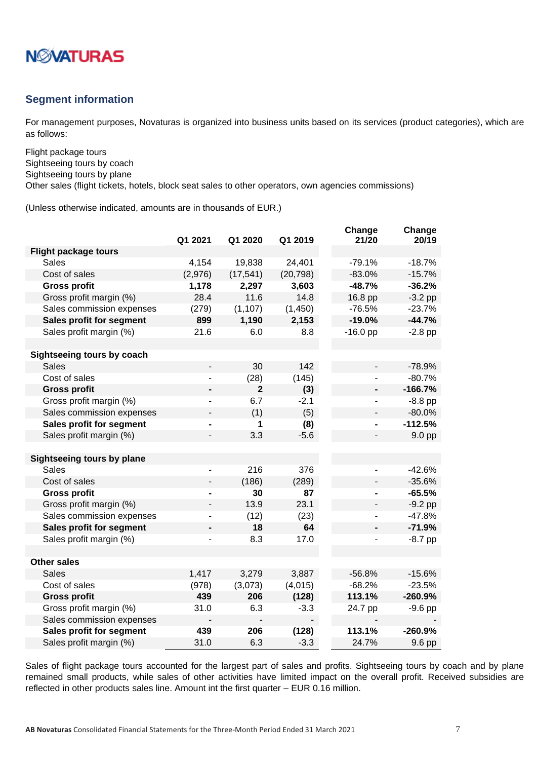## Segment information

For management purposes, Novaturas is organized into business units based on its services (product categories), which are as follows:

Flight package tours
Sightseeing tours by coach
Sightseeing tours by plane
Other sales (flight tickets, hotels, block seat sales to other operators, own agencies commissions)

(Unless otherwise indicated, amounts are in thousands of EUR.)

| | Q1 2021 | Q1 2020 | Q1 2019 | Change 21/20 | Change 20/19 |
|---|---|---|---|---|---|
| **Flight package tours** | | | | | |
| Sales | 4,154 | 19,838 | 24,401 | -79.1% | -18.7% |
| Cost of sales | (2,976) | (17,541) | (20,798) | -83.0% | -15.7% |
| **Gross profit** | **1,178** | **2,297** | **3,603** | **-48.7%** | **-36.2%** |
| Gross profit margin (%) | 28.4 | 11.6 | 14.8 | 16.8 pp | -3.2 pp |
| Sales commission expenses | (279) | (1,107) | (1,450) | -76.5% | -23.7% |
| **Sales profit for segment** | **899** | **1,190** | **2,153** | **-19.0%** | **-44.7%** |
| Sales profit margin (%) | 21.6 | 6.0 | 8.8 | -16.0 pp | -2.8 pp |
| | | | | | |
| **Sightseeing tours by coach** | | | | | |
| Sales | - | 30 | 142 | - | -78.9% |
| Cost of sales | - | (28) | (145) | - | -80.7% |
| **Gross profit** | **-** | **2** | **(3)** | **-** | **-166.7%** |
| Gross profit margin (%) | - | 6.7 | -2.1 | - | -8.8 pp |
| Sales commission expenses | - | (1) | (5) | - | -80.0% |
| **Sales profit for segment** | **-** | **1** | **(8)** | **-** | **-112.5%** |
| Sales profit margin (%) | - | 3.3 | -5.6 | - | 9.0 pp |
| | | | | | |
| **Sightseeing tours by plane** | | | | | |
| Sales | - | 216 | 376 | - | -42.6% |
| Cost of sales | - | (186) | (289) | - | -35.6% |
| **Gross profit** | **-** | **30** | **87** | **-** | **-65.5%** |
| Gross profit margin (%) | - | 13.9 | 23.1 | - | -9.2 pp |
| Sales commission expenses | - | (12) | (23) | - | -47.8% |
| **Sales profit for segment** | **-** | **18** | **64** | **-** | **-71.9%** |
| Sales profit margin (%) | - | 8.3 | 17.0 | - | -8.7 pp |
| | | | | | |
| **Other sales** | | | | | |
| Sales | 1,417 | 3,279 | 3,887 | -56.8% | -15.6% |
| Cost of sales | (978) | (3,073) | (4,015) | -68.2% | -23.5% |
| **Gross profit** | **439** | **206** | **(128)** | **113.1%** | **-260.9%** |
| Gross profit margin (%) | 31.0 | 6.3 | -3.3 | 24.7 pp | -9.6 pp |
| Sales commission expenses | - | - | - | - | - |
| **Sales profit for segment** | **439** | **206** | **(128)** | **113.1%** | **-260.9%** |
| Sales profit margin (%) | 31.0 | 6.3 | -3.3 | 24.7% | 9.6 pp |

Sales of flight package tours accounted for the largest part of sales and profits. Sightseeing tours by coach and by plane remained small products, while sales of other activities have limited impact on the overall profit. Received subsidies are reflected in other products sales line. Amount int the first quarter – EUR 0.16 million.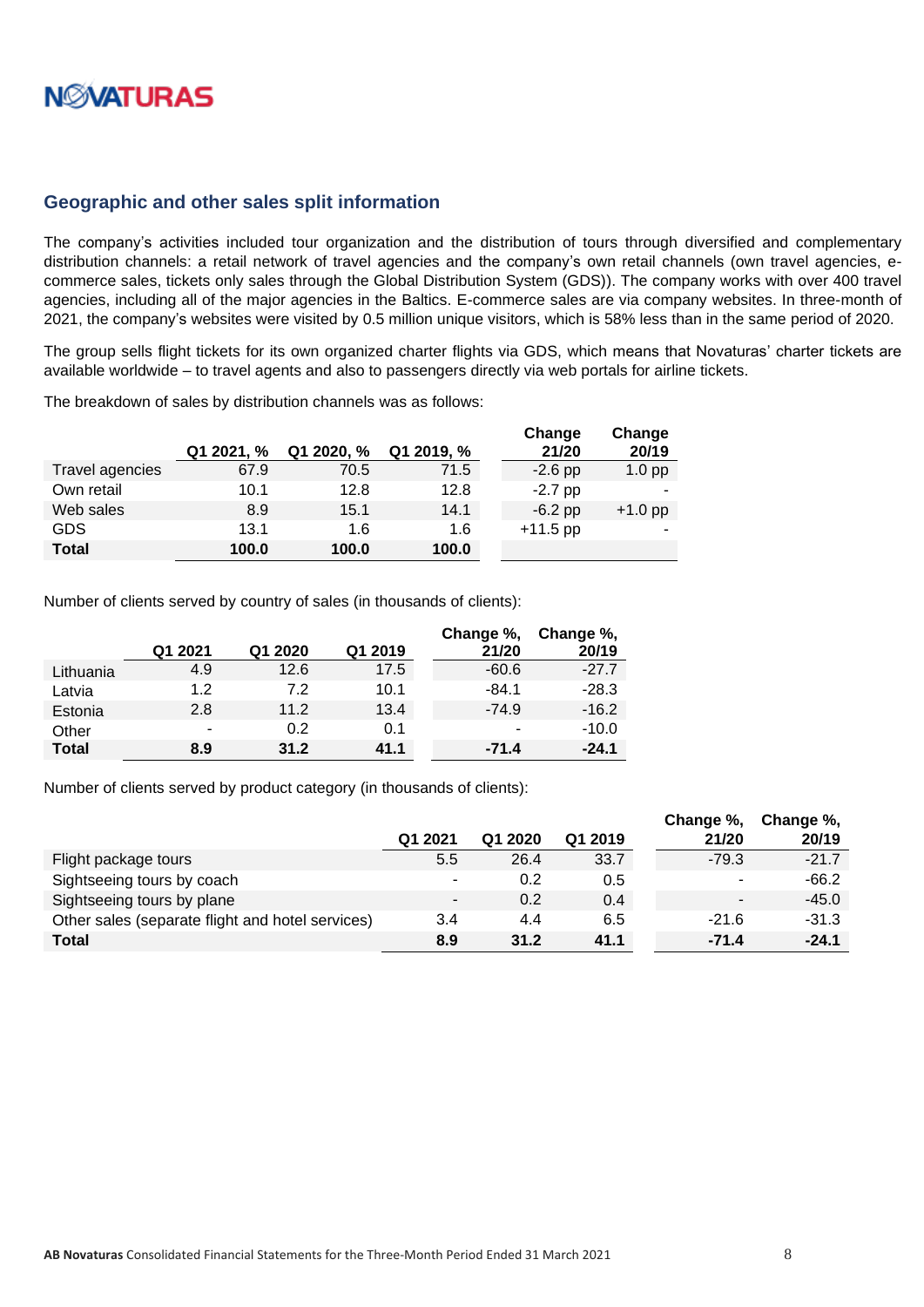## Geographic and other sales split information

The company's activities included tour organization and the distribution of tours through diversified and complementary distribution channels: a retail network of travel agencies and the company's own retail channels (own travel agencies, e-commerce sales, tickets only sales through the Global Distribution System (GDS)). The company works with over 400 travel agencies, including all of the major agencies in the Baltics. E-commerce sales are via company websites. In three-month of 2021, the company's websites were visited by 0.5 million unique visitors, which is 58% less than in the same period of 2020.

The group sells flight tickets for its own organized charter flights via GDS, which means that Novaturas' charter tickets are available worldwide – to travel agents and also to passengers directly via web portals for airline tickets.

The breakdown of sales by distribution channels was as follows:

| | Q1 2021, % | Q1 2020, % | Q1 2019, % | Change 21/20 | Change 20/19 |
|---|---|---|---|---|---|
| Travel agencies | 67.9 | 70.5 | 71.5 | -2.6 pp | 1.0 pp |
| Own retail | 10.1 | 12.8 | 12.8 | -2.7 pp | - |
| Web sales | 8.9 | 15.1 | 14.1 | -6.2 pp | +1.0 pp |
| GDS | 13.1 | 1.6 | 1.6 | +11.5 pp | - |
| **Total** | **100.0** | **100.0** | **100.0** | | |

Number of clients served by country of sales (in thousands of clients):

| | Q1 2021 | Q1 2020 | Q1 2019 | Change %, 21/20 | Change %, 20/19 |
|---|---|---|---|---|---|
| Lithuania | 4.9 | 12.6 | 17.5 | -60.6 | -27.7 |
| Latvia | 1.2 | 7.2 | 10.1 | -84.1 | -28.3 |
| Estonia | 2.8 | 11.2 | 13.4 | -74.9 | -16.2 |
| Other | - | 0.2 | 0.1 | - | -10.0 |
| **Total** | **8.9** | **31.2** | **41.1** | **-71.4** | **-24.1** |

Number of clients served by product category (in thousands of clients):

| | Q1 2021 | Q1 2020 | Q1 2019 | Change %, 21/20 | Change %, 20/19 |
|---|---|---|---|---|---|
| Flight package tours | 5.5 | 26.4 | 33.7 | -79.3 | -21.7 |
| Sightseeing tours by coach | - | 0.2 | 0.5 | - | -66.2 |
| Sightseeing tours by plane | - | 0.2 | 0.4 | - | -45.0 |
| Other sales (separate flight and hotel services) | 3.4 | 4.4 | 6.5 | -21.6 | -31.3 |
| **Total** | **8.9** | **31.2** | **41.1** | **-71.4** | **-24.1** |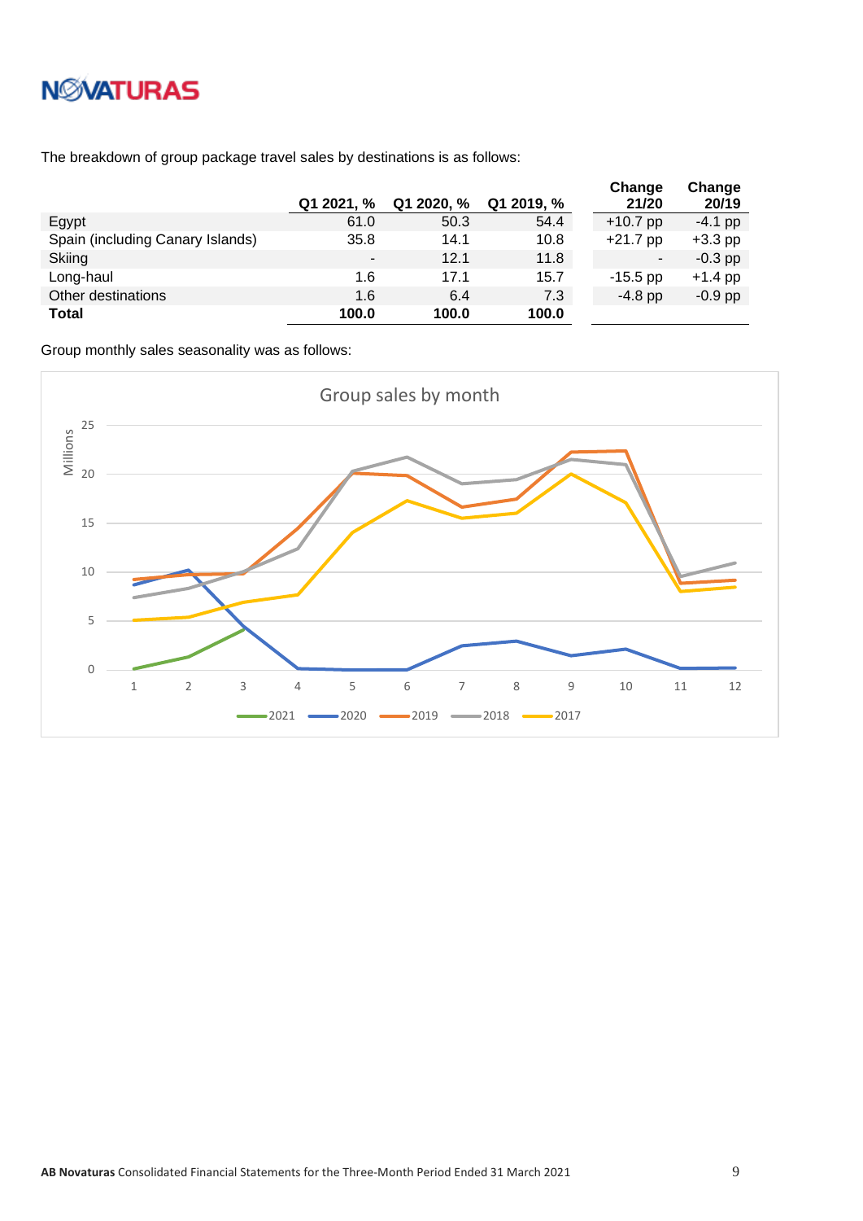The breakdown of group package travel sales by destinations is as follows:

| | Q1 2021, % | Q1 2020, % | Q1 2019, % | Change 21/20 | Change 20/19 |
|---|---|---|---|---|---|
| Egypt | 61.0 | 50.3 | 54.4 | +10.7 pp | -4.1 pp |
| Spain (including Canary Islands) | 35.8 | 14.1 | 10.8 | +21.7 pp | +3.3 pp |
| Skiing | - | 12.1 | 11.8 | - | -0.3 pp |
| Long-haul | 1.6 | 17.1 | 15.7 | -15.5 pp | +1.4 pp |
| Other destinations | 1.6 | 6.4 | 7.3 | -4.8 pp | -0.9 pp |
| **Total** | **100.0** | **100.0** | **100.0** | | |

Group monthly sales seasonality was as follows:

Group sales by month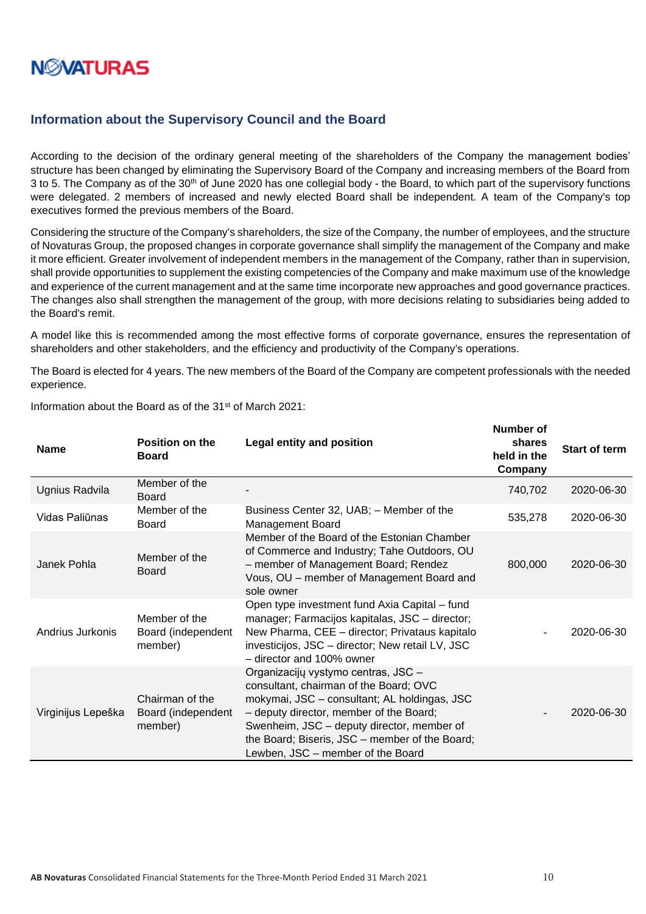## Information about the Supervisory Council and the Board

According to the decision of the ordinary general meeting of the shareholders of the Company the management bodies' structure has been changed by eliminating the Supervisory Board of the Company and increasing members of the Board from 3 to 5. The Company as of the 30th of June 2020 has one collegial body - the Board, to which part of the supervisory functions were delegated. 2 members of increased and newly elected Board shall be independent. A team of the Company's top executives formed the previous members of the Board.

Considering the structure of the Company's shareholders, the size of the Company, the number of employees, and the structure of Novaturas Group, the proposed changes in corporate governance shall simplify the management of the Company and make it more efficient. Greater involvement of independent members in the management of the Company, rather than in supervision, shall provide opportunities to supplement the existing competencies of the Company and make maximum use of the knowledge and experience of the current management and at the same time incorporate new approaches and good governance practices. The changes also shall strengthen the management of the group, with more decisions relating to subsidiaries being added to the Board's remit.

A model like this is recommended among the most effective forms of corporate governance, ensures the representation of shareholders and other stakeholders, and the efficiency and productivity of the Company's operations.

The Board is elected for 4 years. The new members of the Board of the Company are competent professionals with the needed experience.

Information about the Board as of the 31st of March 2021:

| Name | Position on the Board | Legal entity and position | Number of shares held in the Company | Start of term |
|---|---|---|---|---|
| Ugnius Radvila | Member of the Board | - | 740,702 | 2020-06-30 |
| Vidas Paliūnas | Member of the Board | Business Center 32, UAB; – Member of the Management Board | 535,278 | 2020-06-30 |
| Janek Pohla | Member of the Board | Member of the Board of the Estonian Chamber of Commerce and Industry; Tahe Outdoors, OU – member of Management Board; Rendez Vous, OU – member of Management Board and sole owner | 800,000 | 2020-06-30 |
| Andrius Jurkonis | Member of the Board (independent member) | Open type investment fund Axia Capital – fund manager; Farmacijos kapitalas, JSC – director; New Pharma, CEE – director; Privataus kapitalo investicijos, JSC – director; New retail LV, JSC – director and 100% owner | - | 2020-06-30 |
| Virginijus Lepeška | Chairman of the Board (independent member) | Organizacijų vystymo centras, JSC – consultant, chairman of the Board; OVC mokymai, JSC – consultant; AL holdingas, JSC – deputy director, member of the Board; Swenheim, JSC – deputy director, member of the Board; Biseris, JSC – member of the Board; Lewben, JSC – member of the Board | - | 2020-06-30 |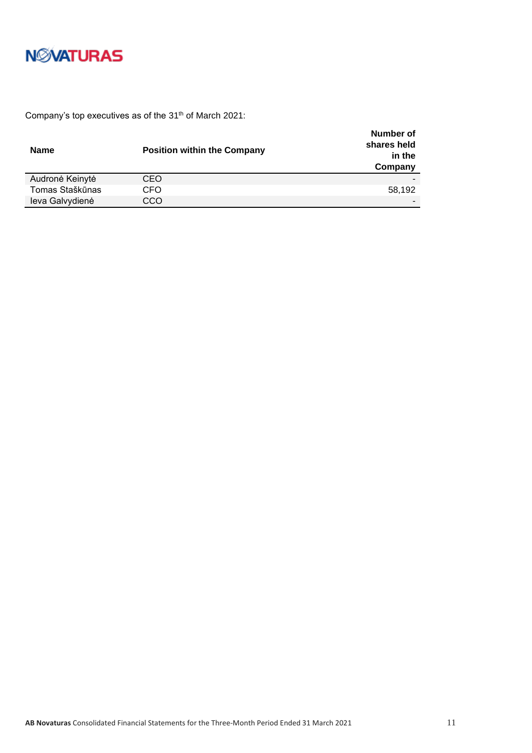Company's top executives as of the 31th of March 2021:

| Name | Position within the Company | Number of shares held in the Company |
|---|---|---|
| Audronė Keinytė | CEO | - |
| Tomas Staškūnas | CFO | 58,192 |
| Ieva Galvydienė | CCO | - |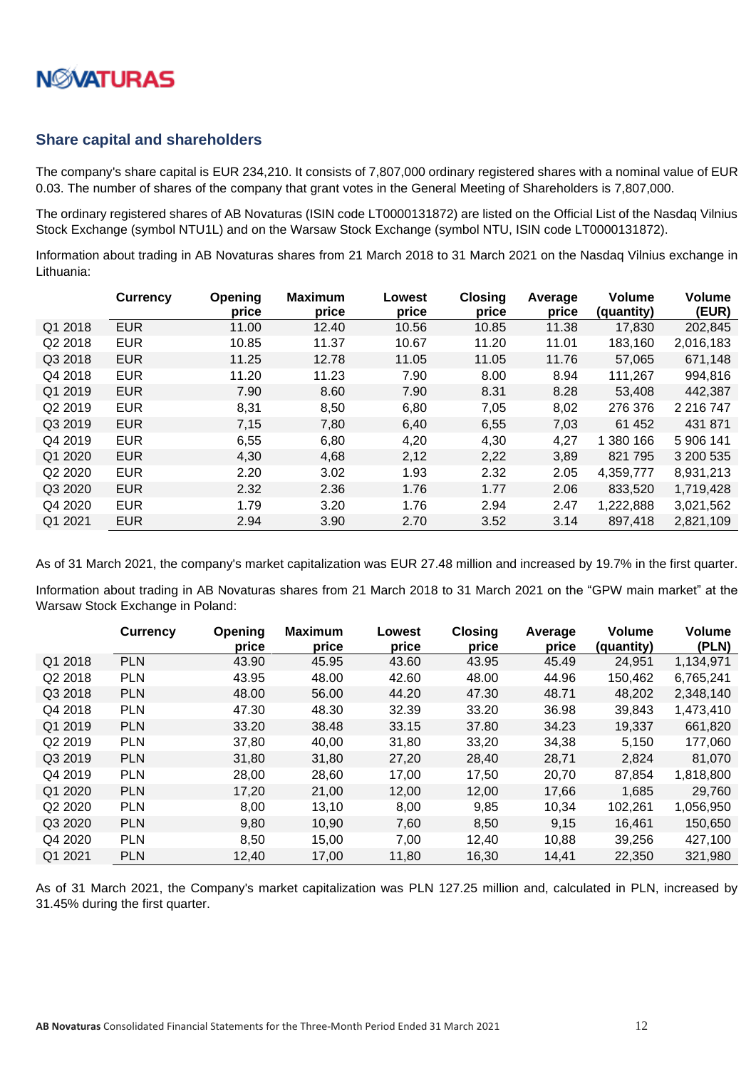## Share capital and shareholders

The company's share capital is EUR 234,210. It consists of 7,807,000 ordinary registered shares with a nominal value of EUR 0.03. The number of shares of the company that grant votes in the General Meeting of Shareholders is 7,807,000.

The ordinary registered shares of AB Novaturas (ISIN code LT0000131872) are listed on the Official List of the Nasdaq Vilnius Stock Exchange (symbol NTU1L) and on the Warsaw Stock Exchange (symbol NTU, ISIN code LT0000131872).

Information about trading in AB Novaturas shares from 21 March 2018 to 31 March 2021 on the Nasdaq Vilnius exchange in Lithuania:

| | Currency | Opening price | Maximum price | Lowest price | Closing price | Average price | Volume (quantity) | Volume (EUR) |
|---|---|---|---|---|---|---|---|---|
| Q1 2018 | EUR | 11.00 | 12.40 | 10.56 | 10.85 | 11.38 | 17,830 | 202,845 |
| Q2 2018 | EUR | 10.85 | 11.37 | 10.67 | 11.20 | 11.01 | 183,160 | 2,016,183 |
| Q3 2018 | EUR | 11.25 | 12.78 | 11.05 | 11.05 | 11.76 | 57,065 | 671,148 |
| Q4 2018 | EUR | 11.20 | 11.23 | 7.90 | 8.00 | 8.94 | 111,267 | 994,816 |
| Q1 2019 | EUR | 7.90 | 8.60 | 7.90 | 8.31 | 8.28 | 53,408 | 442,387 |
| Q2 2019 | EUR | 8,31 | 8,50 | 6,80 | 7,05 | 8,02 | 276 376 | 2 216 747 |
| Q3 2019 | EUR | 7,15 | 7,80 | 6,40 | 6,55 | 7,03 | 61 452 | 431 871 |
| Q4 2019 | EUR | 6,55 | 6,80 | 4,20 | 4,30 | 4,27 | 1 380 166 | 5 906 141 |
| Q1 2020 | EUR | 4,30 | 4,68 | 2,12 | 2,22 | 3,89 | 821 795 | 3 200 535 |
| Q2 2020 | EUR | 2.20 | 3.02 | 1.93 | 2.32 | 2.05 | 4,359,777 | 8,931,213 |
| Q3 2020 | EUR | 2.32 | 2.36 | 1.76 | 1.77 | 2.06 | 833,520 | 1,719,428 |
| Q4 2020 | EUR | 1.79 | 3.20 | 1.76 | 2.94 | 2.47 | 1,222,888 | 3,021,562 |
| Q1 2021 | EUR | 2.94 | 3.90 | 2.70 | 3.52 | 3.14 | 897,418 | 2,821,109 |

As of 31 March 2021, the company's market capitalization was EUR 27.48 million and increased by 19.7% in the first quarter.

Information about trading in AB Novaturas shares from 21 March 2018 to 31 March 2021 on the "GPW main market" at the Warsaw Stock Exchange in Poland:

| | Currency | Opening price | Maximum price | Lowest price | Closing price | Average price | Volume (quantity) | Volume (PLN) |
|---|---|---|---|---|---|---|---|---|
| Q1 2018 | PLN | 43.90 | 45.95 | 43.60 | 43.95 | 45.49 | 24,951 | 1,134,971 |
| Q2 2018 | PLN | 43.95 | 48.00 | 42.60 | 48.00 | 44.96 | 150,462 | 6,765,241 |
| Q3 2018 | PLN | 48.00 | 56.00 | 44.20 | 47.30 | 48.71 | 48,202 | 2,348,140 |
| Q4 2018 | PLN | 47.30 | 48.30 | 32.39 | 33.20 | 36.98 | 39,843 | 1,473,410 |
| Q1 2019 | PLN | 33.20 | 38.48 | 33.15 | 37.80 | 34.23 | 19,337 | 661,820 |
| Q2 2019 | PLN | 37,80 | 40,00 | 31,80 | 33,20 | 34,38 | 5,150 | 177,060 |
| Q3 2019 | PLN | 31,80 | 31,80 | 27,20 | 28,40 | 28,71 | 2,824 | 81,070 |
| Q4 2019 | PLN | 28,00 | 28,60 | 17,00 | 17,50 | 20,70 | 87,854 | 1,818,800 |
| Q1 2020 | PLN | 17,20 | 21,00 | 12,00 | 12,00 | 17,66 | 1,685 | 29,760 |
| Q2 2020 | PLN | 8,00 | 13,10 | 8,00 | 9,85 | 10,34 | 102,261 | 1,056,950 |
| Q3 2020 | PLN | 9,80 | 10,90 | 7,60 | 8,50 | 9,15 | 16,461 | 150,650 |
| Q4 2020 | PLN | 8,50 | 15,00 | 7,00 | 12,40 | 10,88 | 39,256 | 427,100 |
| Q1 2021 | PLN | 12,40 | 17,00 | 11,80 | 16,30 | 14,41 | 22,350 | 321,980 |

As of 31 March 2021, the Company's market capitalization was PLN 127.25 million and, calculated in PLN, increased by 31.45% during the first quarter.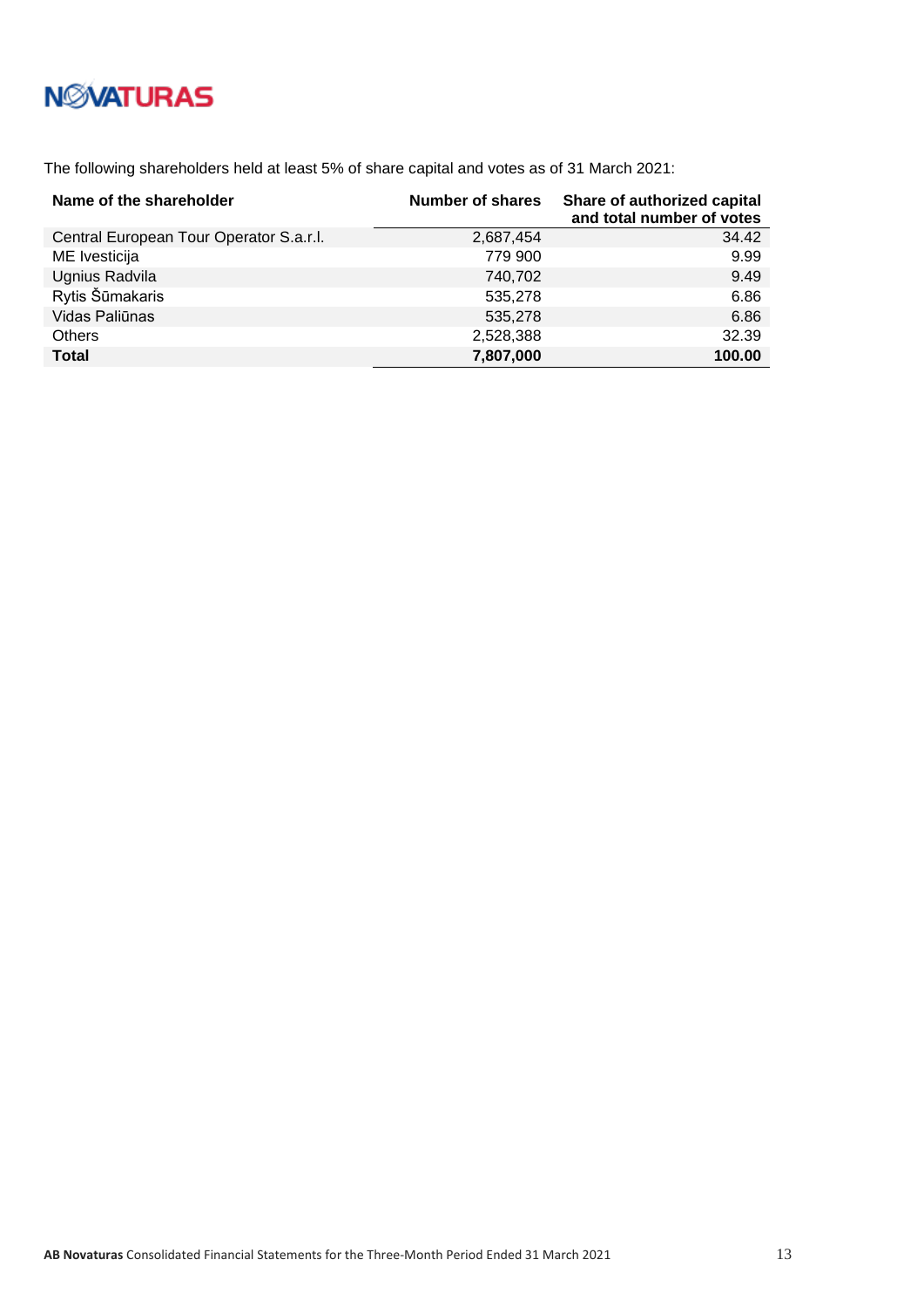The following shareholders held at least 5% of share capital and votes as of 31 March 2021:

| Name of the shareholder | Number of shares | Share of authorized capital and total number of votes |
|---|---|---|
| Central European Tour Operator S.a.r.l. | 2,687,454 | 34.42 |
| ME Ivesticija | 779 900 | 9.99 |
| Ugnius Radvila | 740,702 | 9.49 |
| Rytis Šūmakaris | 535,278 | 6.86 |
| Vidas Paliūnas | 535,278 | 6.86 |
| Others | 2,528,388 | 32.39 |
| **Total** | **7,807,000** | **100.00** |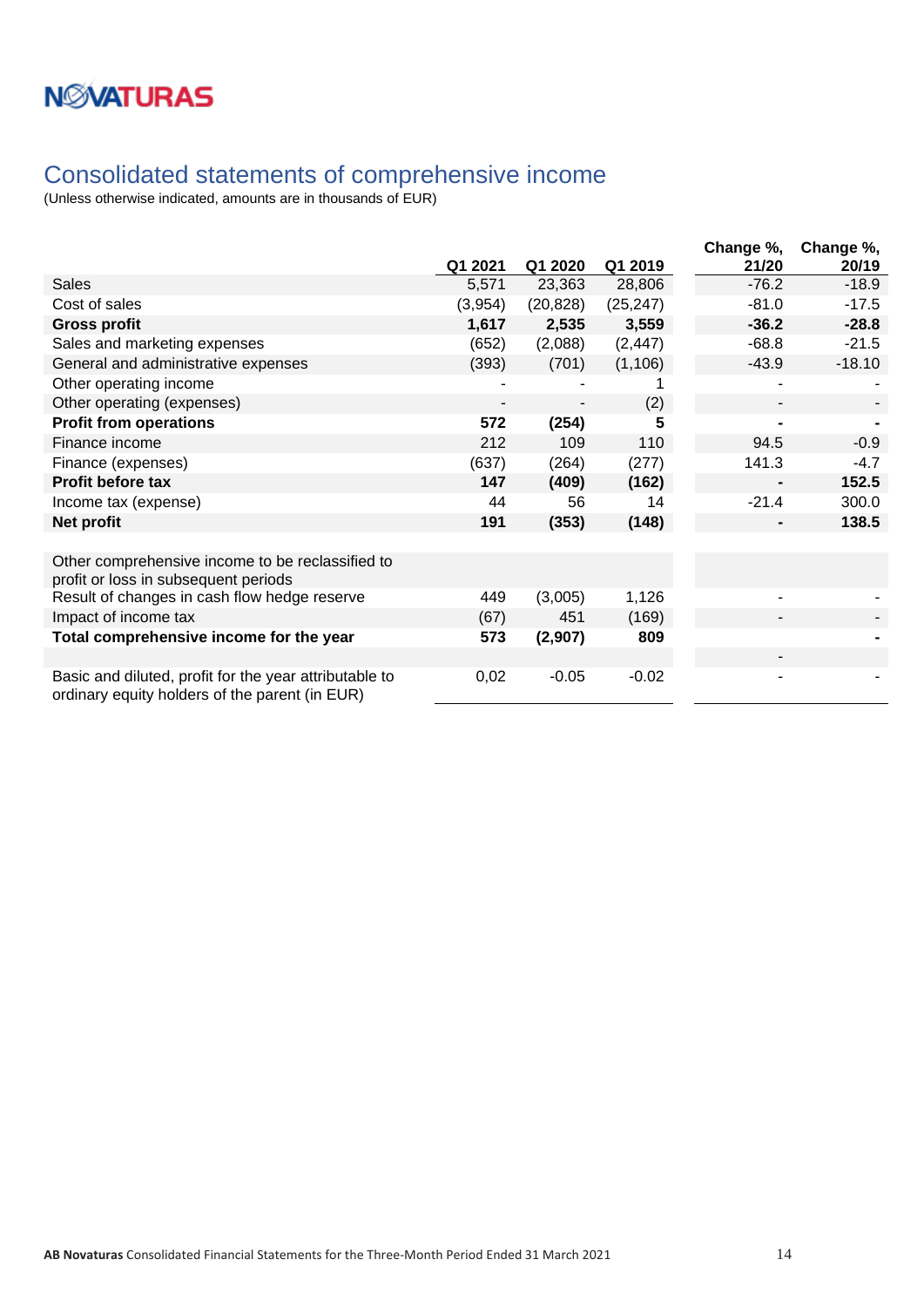## Consolidated statements of comprehensive income

(Unless otherwise indicated, amounts are in thousands of EUR)

| | Q1 2021 | Q1 2020 | Q1 2019 | Change %, 21/20 | Change %, 20/19 |
|---|---|---|---|---|---|
| Sales | 5,571 | 23,363 | 28,806 | -76.2 | -18.9 |
| Cost of sales | (3,954) | (20,828) | (25,247) | -81.0 | -17.5 |
| **Gross profit** | **1,617** | **2,535** | **3,559** | **-36.2** | **-28.8** |
| Sales and marketing expenses | (652) | (2,088) | (2,447) | -68.8 | -21.5 |
| General and administrative expenses | (393) | (701) | (1,106) | -43.9 | -18.10 |
| Other operating income | - | - | 1 | - | - |
| Other operating (expenses) | - | - | (2) | - | - |
| **Profit from operations** | **572** | **(254)** | **5** | **-** | **-** |
| Finance income | 212 | 109 | 110 | 94.5 | -0.9 |
| Finance (expenses) | (637) | (264) | (277) | 141.3 | -4.7 |
| **Profit before tax** | **147** | **(409)** | **(162)** | **-** | **152.5** |
| Income tax (expense) | 44 | 56 | 14 | -21.4 | 300.0 |
| **Net profit** | **191** | **(353)** | **(148)** | **-** | **138.5** |
| | | | | | |
| Other comprehensive income to be reclassified to profit or loss in subsequent periods | | | | | |
| Result of changes in cash flow hedge reserve | 449 | (3,005) | 1,126 | - | - |
| Impact of income tax | (67) | 451 | (169) | - | - |
| **Total comprehensive income for the year** | **573** | **(2,907)** | **809** | | **-** |
| | | | | - | |
| Basic and diluted, profit for the year attributable to ordinary equity holders of the parent (in EUR) | 0,02 | -0.05 | -0.02 | - | - |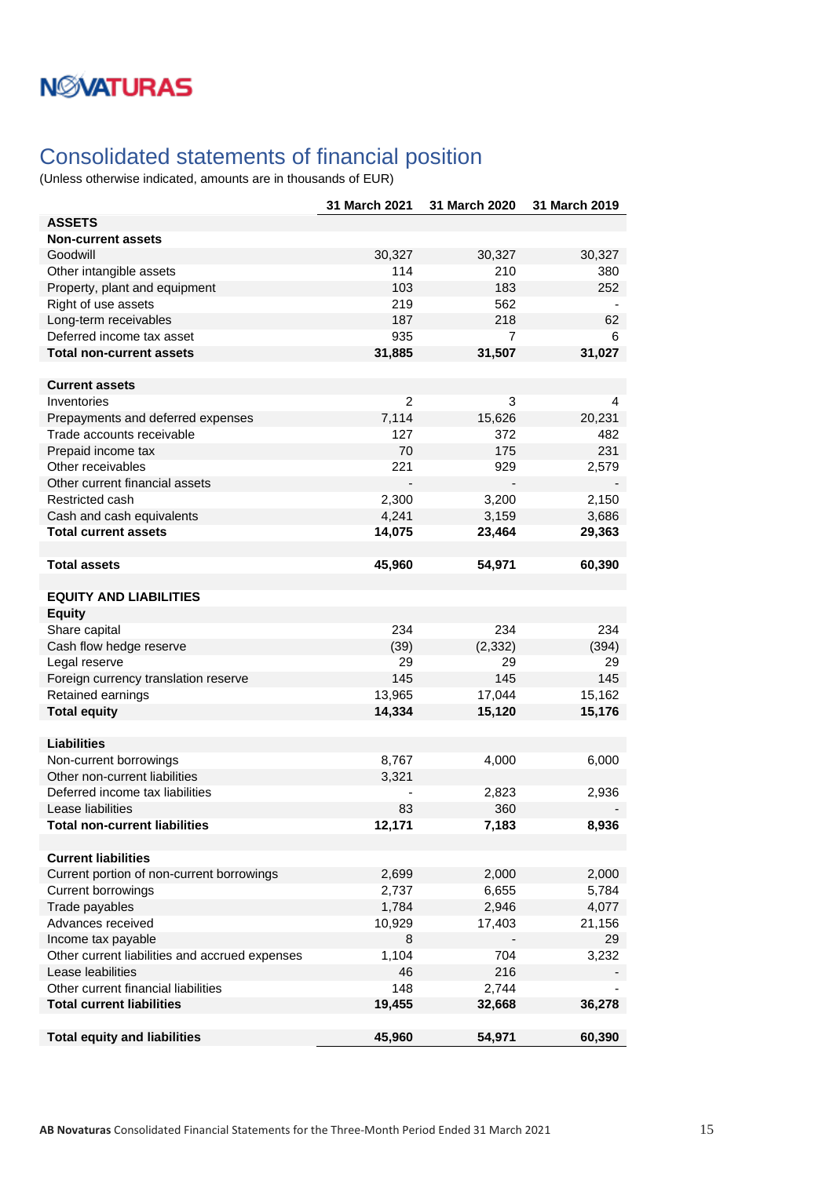# Consolidated statements of financial position

(Unless otherwise indicated, amounts are in thousands of EUR)

| | 31 March 2021 | 31 March 2020 | 31 March 2019 |
|---|---|---|---|
| **ASSETS** | | | |
| **Non-current assets** | | | |
| Goodwill | 30,327 | 30,327 | 30,327 |
| Other intangible assets | 114 | 210 | 380 |
| Property, plant and equipment | 103 | 183 | 252 |
| Right of use assets | 219 | 562 | - |
| Long-term receivables | 187 | 218 | 62 |
| Deferred income tax asset | 935 | 7 | 6 |
| **Total non-current assets** | **31,885** | **31,507** | **31,027** |
| | | | |
| **Current assets** | | | |
| Inventories | 2 | 3 | 4 |
| Prepayments and deferred expenses | 7,114 | 15,626 | 20,231 |
| Trade accounts receivable | 127 | 372 | 482 |
| Prepaid income tax | 70 | 175 | 231 |
| Other receivables | 221 | 929 | 2,579 |
| Other current financial assets | - | - | - |
| Restricted cash | 2,300 | 3,200 | 2,150 |
| Cash and cash equivalents | 4,241 | 3,159 | 3,686 |
| **Total current assets** | **14,075** | **23,464** | **29,363** |
| | | | |
| **Total assets** | **45,960** | **54,971** | **60,390** |
| | | | |
| **EQUITY AND LIABILITIES** | | | |
| **Equity** | | | |
| Share capital | 234 | 234 | 234 |
| Cash flow hedge reserve | (39) | (2,332) | (394) |
| Legal reserve | 29 | 29 | 29 |
| Foreign currency translation reserve | 145 | 145 | 145 |
| Retained earnings | 13,965 | 17,044 | 15,162 |
| **Total equity** | **14,334** | **15,120** | **15,176** |
| | | | |
| **Liabilities** | | | |
| Non-current borrowings | 8,767 | 4,000 | 6,000 |
| Other non-current liabilities | 3,321 | | |
| Deferred income tax liabilities | - | 2,823 | 2,936 |
| Lease liabilities | 83 | 360 | - |
| **Total non-current liabilities** | **12,171** | **7,183** | **8,936** |
| | | | |
| **Current liabilities** | | | |
| Current portion of non-current borrowings | 2,699 | 2,000 | 2,000 |
| Current borrowings | 2,737 | 6,655 | 5,784 |
| Trade payables | 1,784 | 2,946 | 4,077 |
| Advances received | 10,929 | 17,403 | 21,156 |
| Income tax payable | 8 | - | 29 |
| Other current liabilities and accrued expenses | 1,104 | 704 | 3,232 |
| Lease liabilities | 46 | 216 | - |
| Other current financial liabilities | 148 | 2,744 | - |
| **Total current liabilities** | **19,455** | **32,668** | **36,278** |
| | | | |
| **Total equity and liabilities** | **45,960** | **54,971** | **60,390** |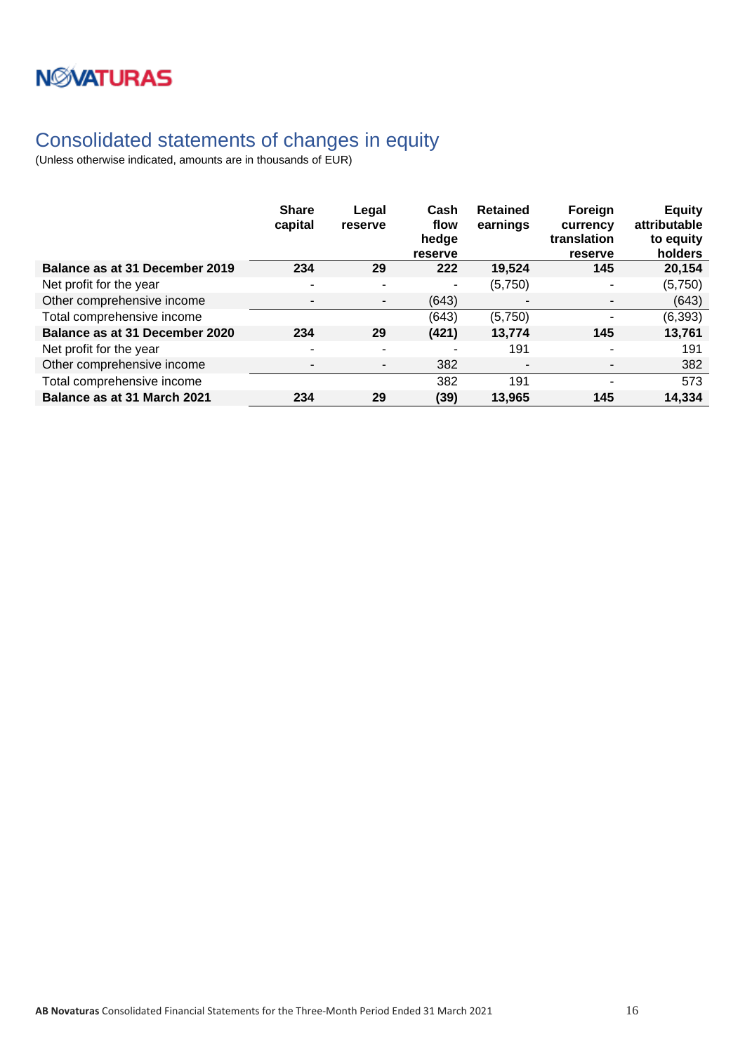# Consolidated statements of changes in equity

(Unless otherwise indicated, amounts are in thousands of EUR)

| | Share capital | Legal reserve | Cash flow hedge reserve | Retained earnings | Foreign currency translation reserve | Equity attributable to equity holders |
|---|---|---|---|---|---|---|
| **Balance as at 31 December 2019** | **234** | **29** | **222** | **19,524** | **145** | **20,154** |
| Net profit for the year | - | - | - | (5,750) | - | (5,750) |
| Other comprehensive income | - | - | (643) | - | - | (643) |
| Total comprehensive income | | | (643) | (5,750) | - | (6,393) |
| **Balance as at 31 December 2020** | **234** | **29** | **(421)** | **13,774** | **145** | **13,761** |
| Net profit for the year | - | - | - | 191 | - | 191 |
| Other comprehensive income | - | - | 382 | - | - | 382 |
| Total comprehensive income | | | 382 | 191 | - | 573 |
| **Balance as at 31 March 2021** | **234** | **29** | **(39)** | **13,965** | **145** | **14,334** |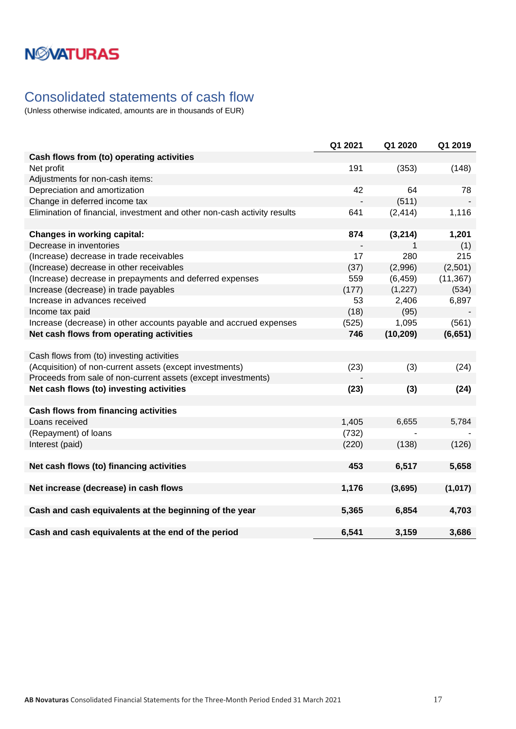## Consolidated statements of cash flow

(Unless otherwise indicated, amounts are in thousands of EUR)

| | Q1 2021 | Q1 2020 | Q1 2019 |
|---|---|---|---|
| **Cash flows from (to) operating activities** | | | |
| Net profit | 191 | (353) | (148) |
| Adjustments for non-cash items: | | | |
| Depreciation and amortization | 42 | 64 | 78 |
| Change in deferred income tax | - | (511) | - |
| Elimination of financial, investment and other non-cash activity results | 641 | (2,414) | 1,116 |
| | | | |
| **Changes in working capital:** | **874** | **(3,214)** | **1,201** |
| Decrease in inventories | - | 1 | (1) |
| (Increase) decrease in trade receivables | 17 | 280 | 215 |
| (Increase) decrease in other receivables | (37) | (2,996) | (2,501) |
| (Increase) decrease in prepayments and deferred expenses | 559 | (6,459) | (11,367) |
| Increase (decrease) in trade payables | (177) | (1,227) | (534) |
| Increase in advances received | 53 | 2,406 | 6,897 |
| Income tax paid | (18) | (95) | - |
| Increase (decrease) in other accounts payable and accrued expenses | (525) | 1,095 | (561) |
| **Net cash flows from operating activities** | **746** | **(10,209)** | **(6,651)** |
| | | | |
| Cash flows from (to) investing activities | | | |
| (Acquisition) of non-current assets (except investments) | (23) | (3) | (24) |
| Proceeds from sale of non-current assets (except investments) | - | | |
| **Net cash flows (to) investing activities** | **(23)** | **(3)** | **(24)** |
| | | | |
| **Cash flows from financing activities** | | | |
| Loans received | 1,405 | 6,655 | 5,784 |
| (Repayment) of loans | (732) | - | - |
| Interest (paid) | (220) | (138) | (126) |
| | | | |
| **Net cash flows (to) financing activities** | **453** | **6,517** | **5,658** |
| | | | |
| **Net increase (decrease) in cash flows** | **1,176** | **(3,695)** | **(1,017)** |
| | | | |
| **Cash and cash equivalents at the beginning of the year** | **5,365** | **6,854** | **4,703** |
| | | | |
| **Cash and cash equivalents at the end of the period** | **6,541** | **3,159** | **3,686** |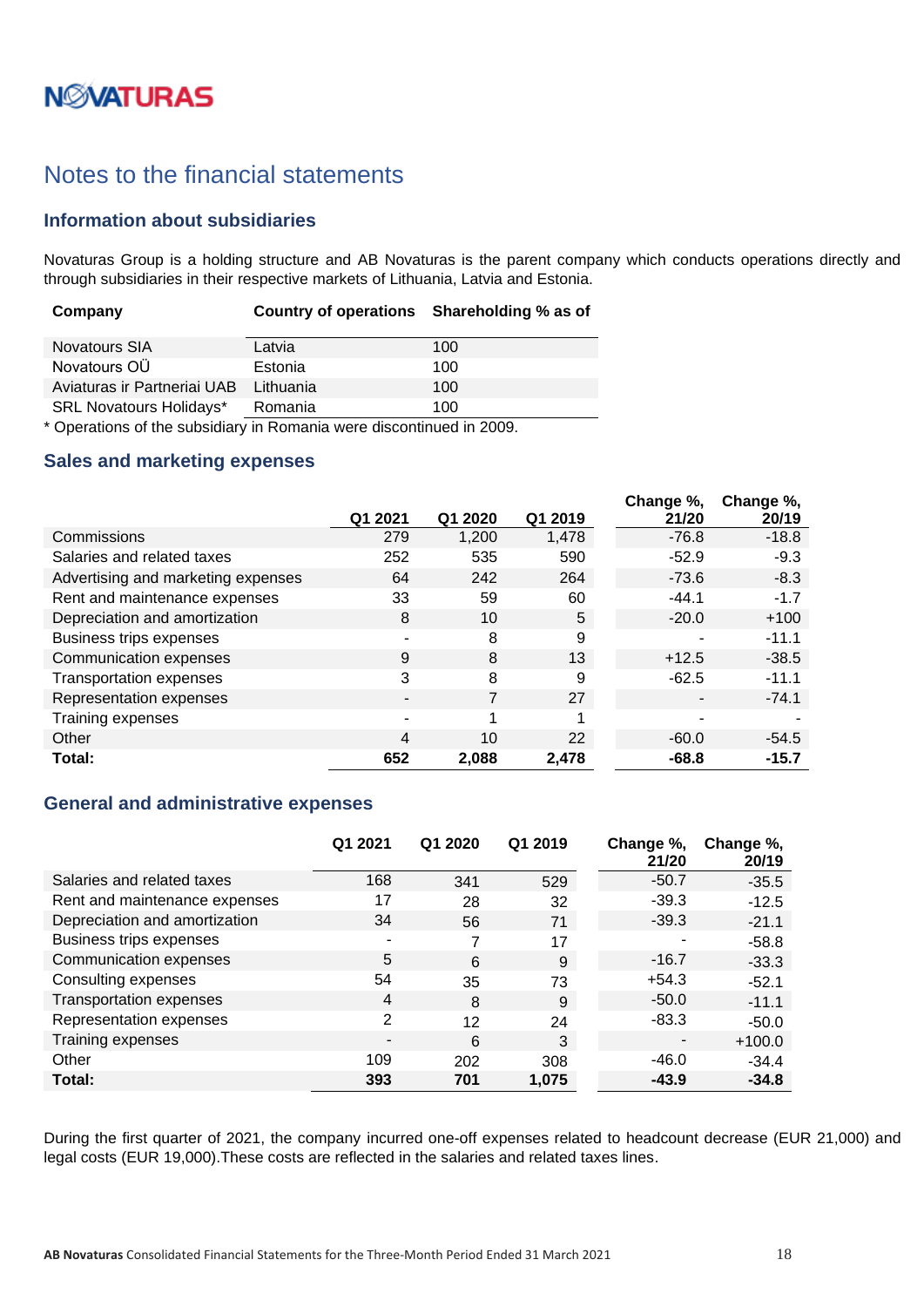# Notes to the financial statements

## Information about subsidiaries

Novaturas Group is a holding structure and AB Novaturas is the parent company which conducts operations directly and through subsidiaries in their respective markets of Lithuania, Latvia and Estonia.

| Company | Country of operations | Shareholding % as of |
|---|---|---|
| Novatours SIA | Latvia | 100 |
| Novatours OÜ | Estonia | 100 |
| Aviaturas ir Partneriai UAB | Lithuania | 100 |
| SRL Novatours Holidays* | Romania | 100 |

\* Operations of the subsidiary in Romania were discontinued in 2009.

## Sales and marketing expenses

| | Q1 2021 | Q1 2020 | Q1 2019 | Change %, 21/20 | Change %, 20/19 |
|---|---|---|---|---|---|
| Commissions | 279 | 1,200 | 1,478 | -76.8 | -18.8 |
| Salaries and related taxes | 252 | 535 | 590 | -52.9 | -9.3 |
| Advertising and marketing expenses | 64 | 242 | 264 | -73.6 | -8.3 |
| Rent and maintenance expenses | 33 | 59 | 60 | -44.1 | -1.7 |
| Depreciation and amortization | 8 | 10 | 5 | -20.0 | +100 |
| Business trips expenses | - | 8 | 9 | - | -11.1 |
| Communication expenses | 9 | 8 | 13 | +12.5 | -38.5 |
| Transportation expenses | 3 | 8 | 9 | -62.5 | -11.1 |
| Representation expenses | - | 7 | 27 | - | -74.1 |
| Training expenses | - | 1 | 1 | - | - |
| Other | 4 | 10 | 22 | -60.0 | -54.5 |
| **Total:** | **652** | **2,088** | **2,478** | **-68.8** | **-15.7** |

## General and administrative expenses

| | Q1 2021 | Q1 2020 | Q1 2019 | Change %, 21/20 | Change %, 20/19 |
|---|---|---|---|---|---|
| Salaries and related taxes | 168 | 341 | 529 | -50.7 | -35.5 |
| Rent and maintenance expenses | 17 | 28 | 32 | -39.3 | -12.5 |
| Depreciation and amortization | 34 | 56 | 71 | -39.3 | -21.1 |
| Business trips expenses | - | 7 | 17 | - | -58.8 |
| Communication expenses | 5 | 6 | 9 | -16.7 | -33.3 |
| Consulting expenses | 54 | 35 | 73 | +54.3 | -52.1 |
| Transportation expenses | 4 | 8 | 9 | -50.0 | -11.1 |
| Representation expenses | 2 | 12 | 24 | -83.3 | -50.0 |
| Training expenses | - | 6 | 3 | - | +100.0 |
| Other | 109 | 202 | 308 | -46.0 | -34.4 |
| **Total:** | **393** | **701** | **1,075** | **-43.9** | **-34.8** |

During the first quarter of 2021, the company incurred one-off expenses related to headcount decrease (EUR 21,000) and legal costs (EUR 19,000).These costs are reflected in the salaries and related taxes lines.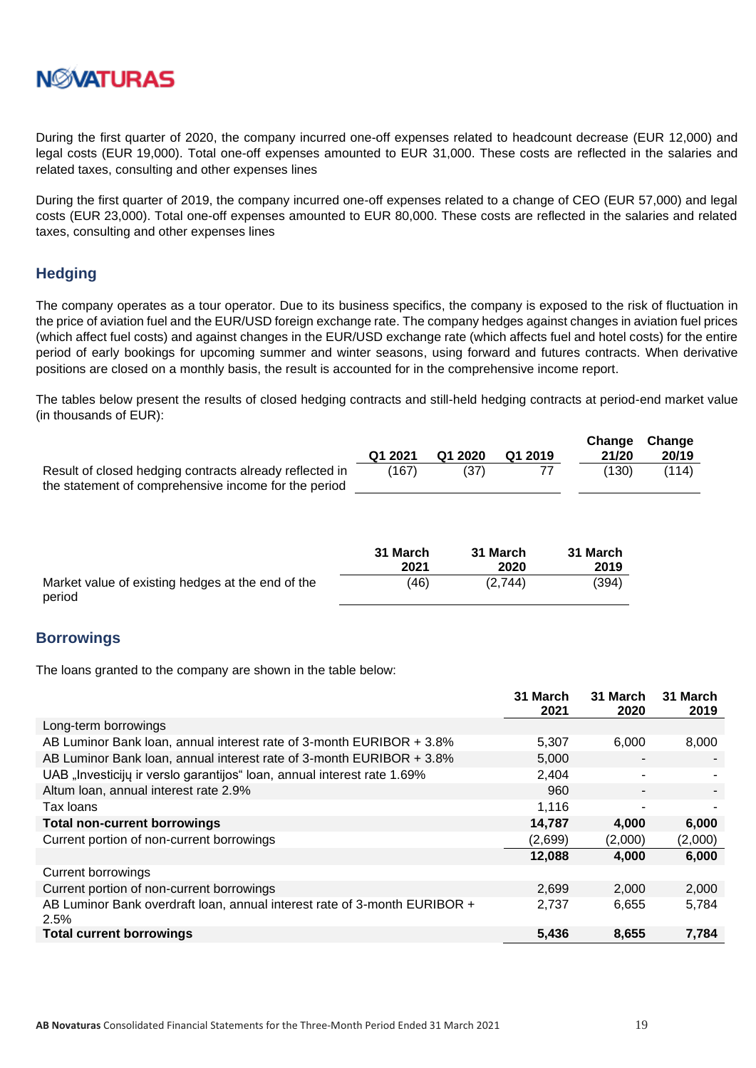During the first quarter of 2020, the company incurred one-off expenses related to headcount decrease (EUR 12,000) and legal costs (EUR 19,000). Total one-off expenses amounted to EUR 31,000. These costs are reflected in the salaries and related taxes, consulting and other expenses lines

During the first quarter of 2019, the company incurred one-off expenses related to a change of CEO (EUR 57,000) and legal costs (EUR 23,000). Total one-off expenses amounted to EUR 80,000. These costs are reflected in the salaries and related taxes, consulting and other expenses lines

## Hedging

The company operates as a tour operator. Due to its business specifics, the company is exposed to the risk of fluctuation in the price of aviation fuel and the EUR/USD foreign exchange rate. The company hedges against changes in aviation fuel prices (which affect fuel costs) and against changes in the EUR/USD exchange rate (which affects fuel and hotel costs) for the entire period of early bookings for upcoming summer and winter seasons, using forward and futures contracts. When derivative positions are closed on a monthly basis, the result is accounted for in the comprehensive income report.

The tables below present the results of closed hedging contracts and still-held hedging contracts at period-end market value (in thousands of EUR):

| | Q1 2021 | Q1 2020 | Q1 2019 | Change 21/20 | Change 20/19 |
|---|---|---|---|---|---|
| Result of closed hedging contracts already reflected in the statement of comprehensive income for the period | (167) | (37) | 77 | (130) | (114) |

| | 31 March 2021 | 31 March 2020 | 31 March 2019 |
|---|---|---|---|
| Market value of existing hedges at the end of the period | (46) | (2,744) | (394) |

## Borrowings

The loans granted to the company are shown in the table below:

| | 31 March 2021 | 31 March 2020 | 31 March 2019 |
|---|---|---|---|
| Long-term borrowings | | | |
| AB Luminor Bank loan, annual interest rate of 3-month EURIBOR + 3.8% | 5,307 | 6,000 | 8,000 |
| AB Luminor Bank loan, annual interest rate of 3-month EURIBOR + 3.8% | 5,000 | - | - |
| UAB „Investicijų ir verslo garantijos“ loan, annual interest rate 1.69% | 2,404 | - | - |
| Altum loan, annual interest rate 2.9% | 960 | - | - |
| Tax loans | 1,116 | - | - |
| **Total non-current borrowings** | **14,787** | **4,000** | **6,000** |
| Current portion of non-current borrowings | (2,699) | (2,000) | (2,000) |
| | **12,088** | **4,000** | **6,000** |
| Current borrowings | | | |
| Current portion of non-current borrowings | 2,699 | 2,000 | 2,000 |
| AB Luminor Bank overdraft loan, annual interest rate of 3-month EURIBOR + 2.5% | 2,737 | 6,655 | 5,784 |
| **Total current borrowings** | **5,436** | **8,655** | **7,784** |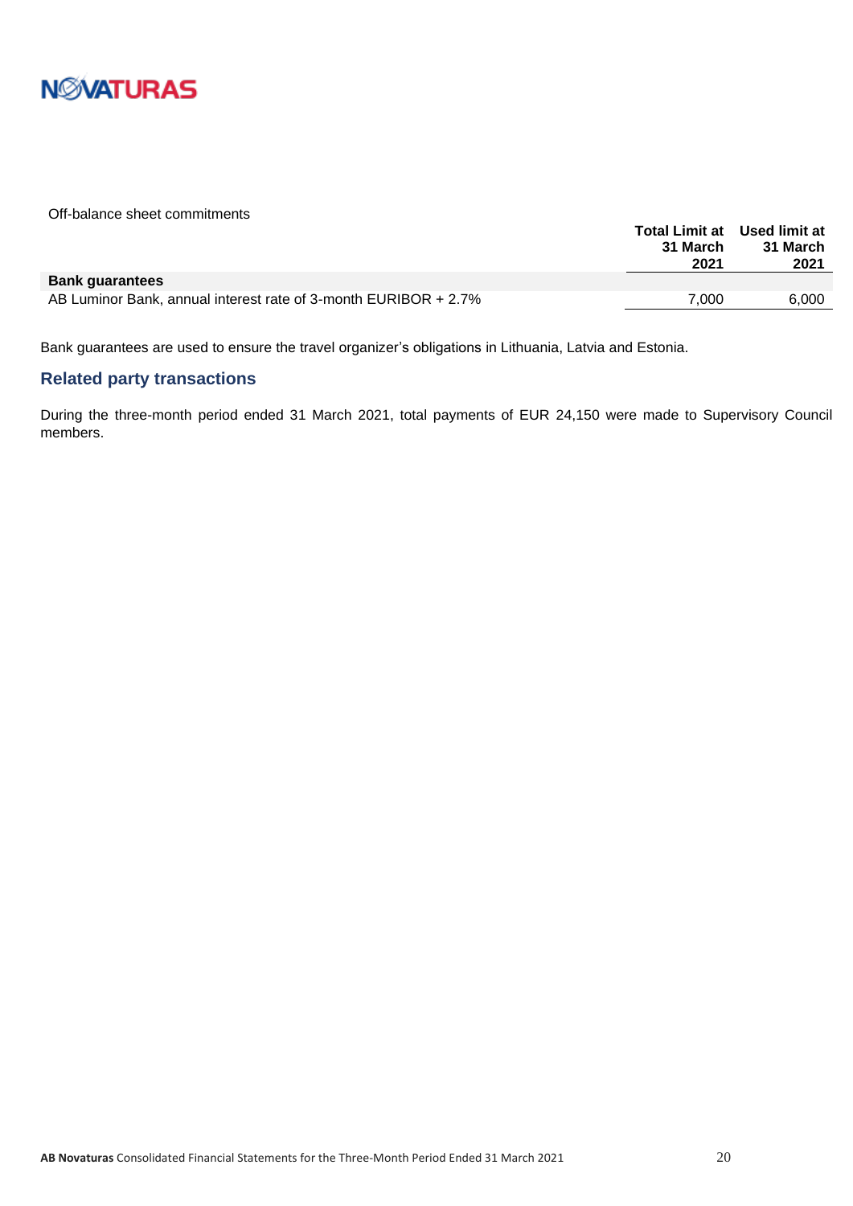Off-balance sheet commitments

| | Total Limit at 31 March 2021 | Used limit at 31 March 2021 |
|---|---|---|
| **Bank guarantees** | | |
| AB Luminor Bank, annual interest rate of 3-month EURIBOR + 2.7% | 7,000 | 6,000 |

Bank guarantees are used to ensure the travel organizer's obligations in Lithuania, Latvia and Estonia.

## Related party transactions

During the three-month period ended 31 March 2021, total payments of EUR 24,150 were made to Supervisory Council members.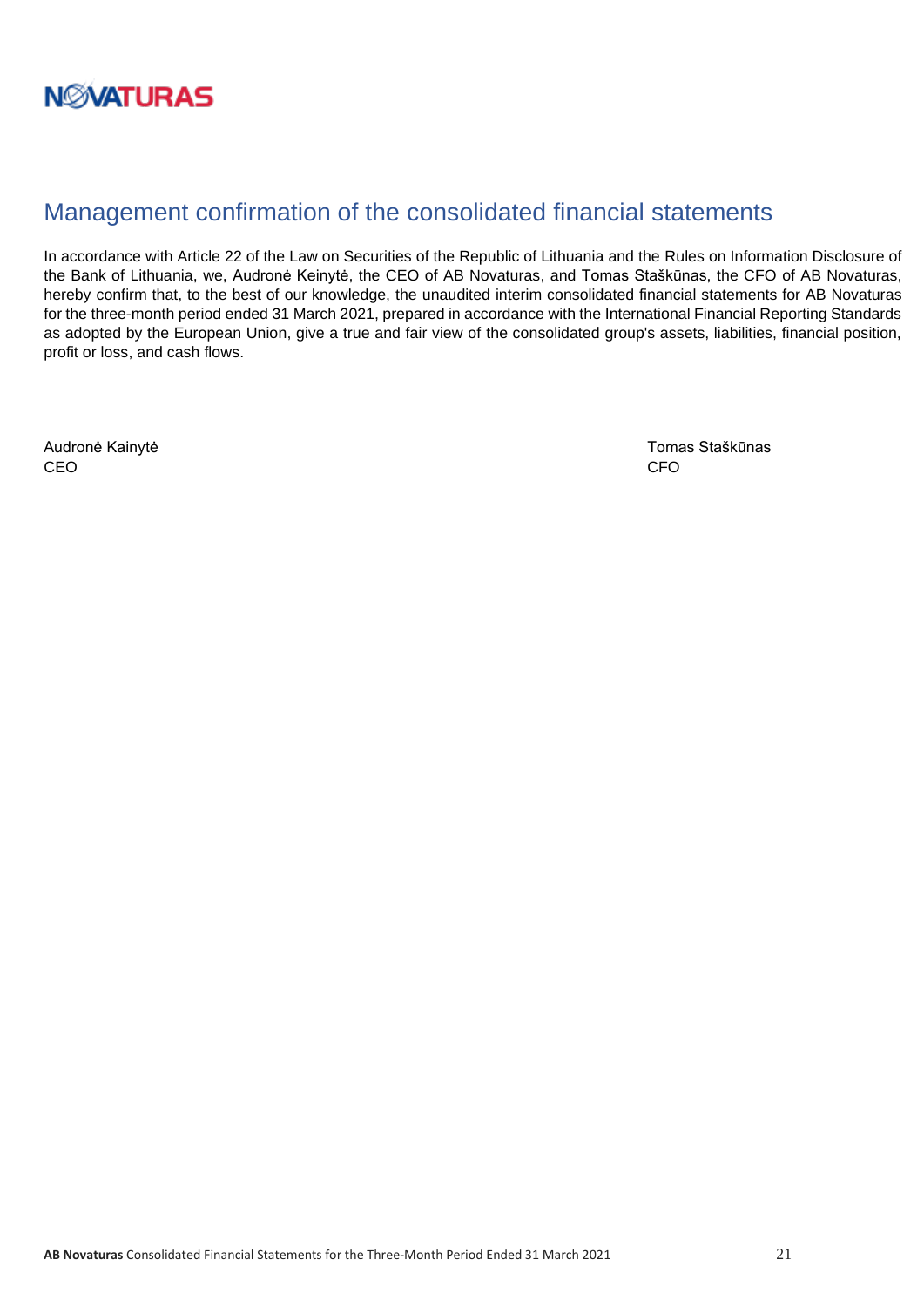# Management confirmation of the consolidated financial statements

In accordance with Article 22 of the Law on Securities of the Republic of Lithuania and the Rules on Information Disclosure of the Bank of Lithuania, we, Audronė Keinytė, the CEO of AB Novaturas, and Tomas Staškūnas, the CFO of AB Novaturas, hereby confirm that, to the best of our knowledge, the unaudited interim consolidated financial statements for AB Novaturas for the three-month period ended 31 March 2021, prepared in accordance with the International Financial Reporting Standards as adopted by the European Union, give a true and fair view of the consolidated group's assets, liabilities, financial position, profit or loss, and cash flows.

Audronė Kainytė
CEO

Tomas Staškūnas
CFO